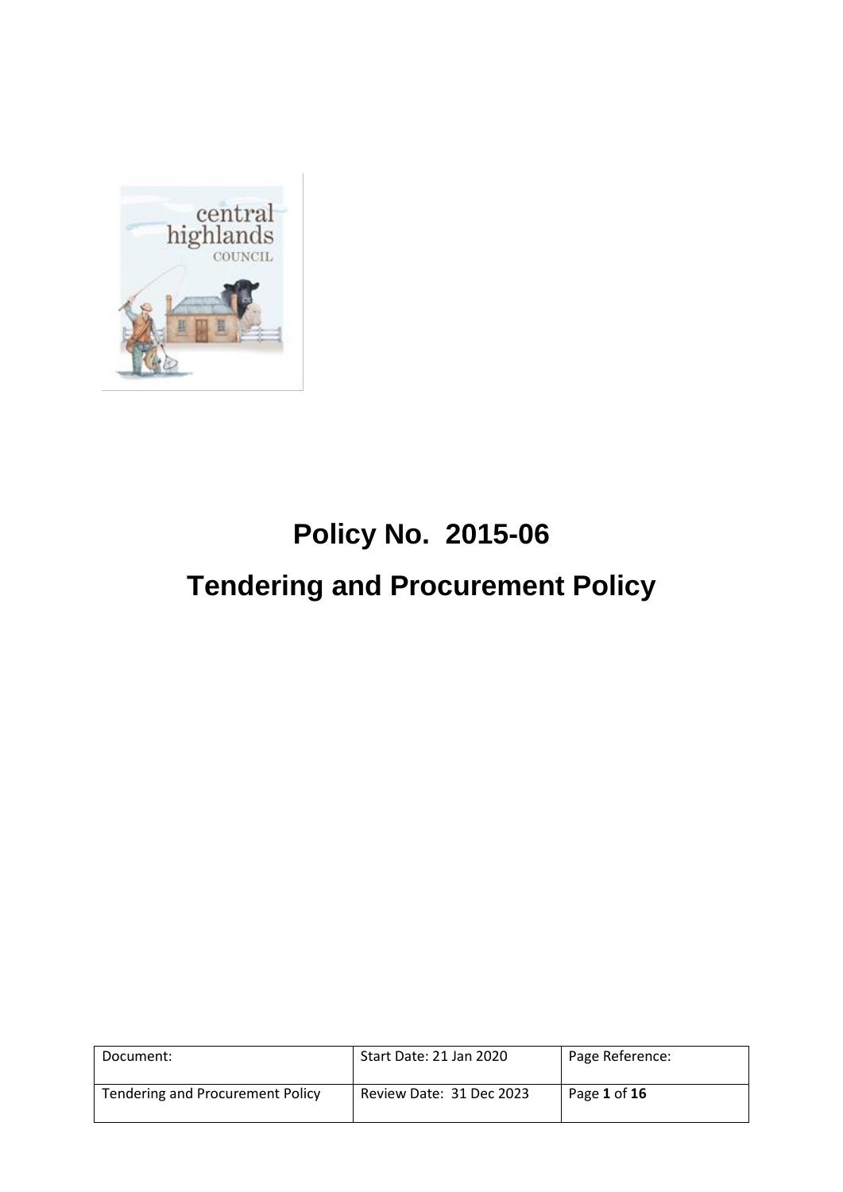# Policy No. 2015-06

# Tendering and Procurement Policy

| Document: | Start Date: 21 Jan 2020 | Page Reference: |
|---|---|---|
| Tendering and Procurement Policy | Review Date: 31 Dec 2023 | Page **1** of **16** |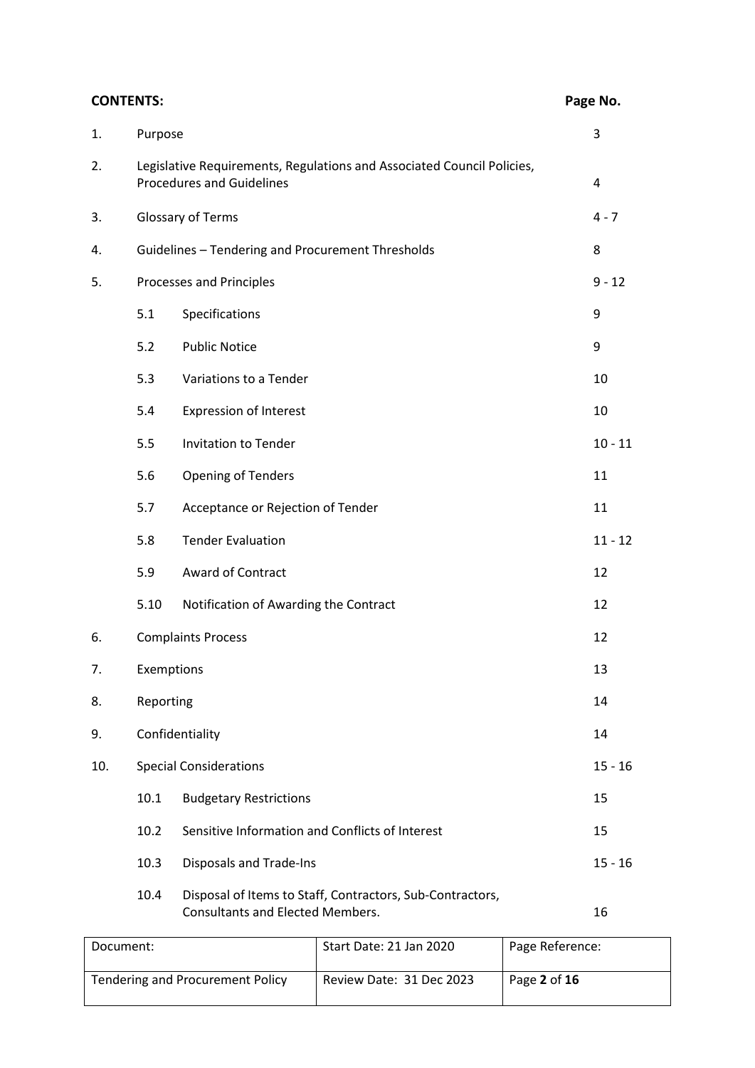| **CONTENTS:** | | | **Page No.** |
|---|---|---|---|
| 1. | Purpose | | 3 |
| 2. | Legislative Requirements, Regulations and Associated Council Policies, Procedures and Guidelines | | 4 |
| 3. | Glossary of Terms | | 4 - 7 |
| 4. | Guidelines – Tendering and Procurement Thresholds | | 8 |
| 5. | Processes and Principles | | 9 - 12 |
| | 5.1 | Specifications | 9 |
| | 5.2 | Public Notice | 9 |
| | 5.3 | Variations to a Tender | 10 |
| | 5.4 | Expression of Interest | 10 |
| | 5.5 | Invitation to Tender | 10 - 11 |
| | 5.6 | Opening of Tenders | 11 |
| | 5.7 | Acceptance or Rejection of Tender | 11 |
| | 5.8 | Tender Evaluation | 11 - 12 |
| | 5.9 | Award of Contract | 12 |
| | 5.10 | Notification of Awarding the Contract | 12 |
| 6. | Complaints Process | | 12 |
| 7. | Exemptions | | 13 |
| 8. | Reporting | | 14 |
| 9. | Confidentiality | | 14 |
| 10. | Special Considerations | | 15 - 16 |
| | 10.1 | Budgetary Restrictions | 15 |
| | 10.2 | Sensitive Information and Conflicts of Interest | 15 |
| | 10.3 | Disposals and Trade-Ins | 15 - 16 |
| | 10.4 | Disposal of Items to Staff, Contractors, Sub-Contractors, Consultants and Elected Members. | 16 |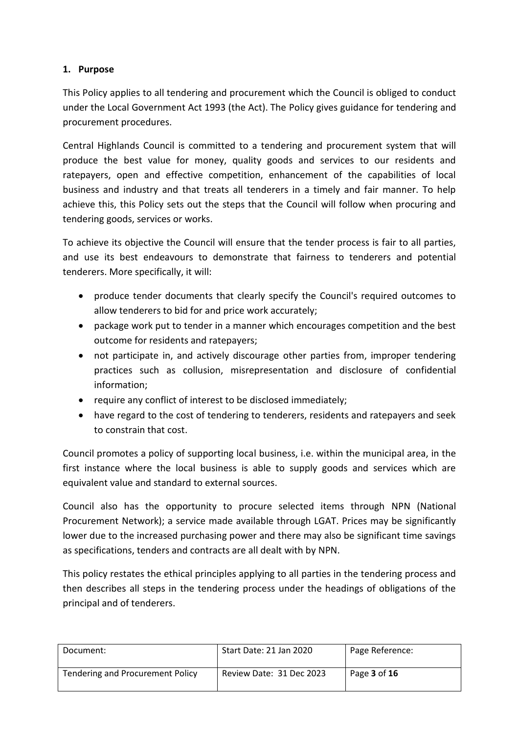## 1. Purpose

This Policy applies to all tendering and procurement which the Council is obliged to conduct under the Local Government Act 1993 (the Act). The Policy gives guidance for tendering and procurement procedures.

Central Highlands Council is committed to a tendering and procurement system that will produce the best value for money, quality goods and services to our residents and ratepayers, open and effective competition, enhancement of the capabilities of local business and industry and that treats all tenderers in a timely and fair manner. To help achieve this, this Policy sets out the steps that the Council will follow when procuring and tendering goods, services or works.

To achieve its objective the Council will ensure that the tender process is fair to all parties, and use its best endeavours to demonstrate that fairness to tenderers and potential tenderers. More specifically, it will:

- produce tender documents that clearly specify the Council's required outcomes to allow tenderers to bid for and price work accurately;
- package work put to tender in a manner which encourages competition and the best outcome for residents and ratepayers;
- not participate in, and actively discourage other parties from, improper tendering practices such as collusion, misrepresentation and disclosure of confidential information;
- require any conflict of interest to be disclosed immediately;
- have regard to the cost of tendering to tenderers, residents and ratepayers and seek to constrain that cost.

Council promotes a policy of supporting local business, i.e. within the municipal area, in the first instance where the local business is able to supply goods and services which are equivalent value and standard to external sources.

Council also has the opportunity to procure selected items through NPN (National Procurement Network); a service made available through LGAT. Prices may be significantly lower due to the increased purchasing power and there may also be significant time savings as specifications, tenders and contracts are all dealt with by NPN.

This policy restates the ethical principles applying to all parties in the tendering process and then describes all steps in the tendering process under the headings of obligations of the principal and of tenderers.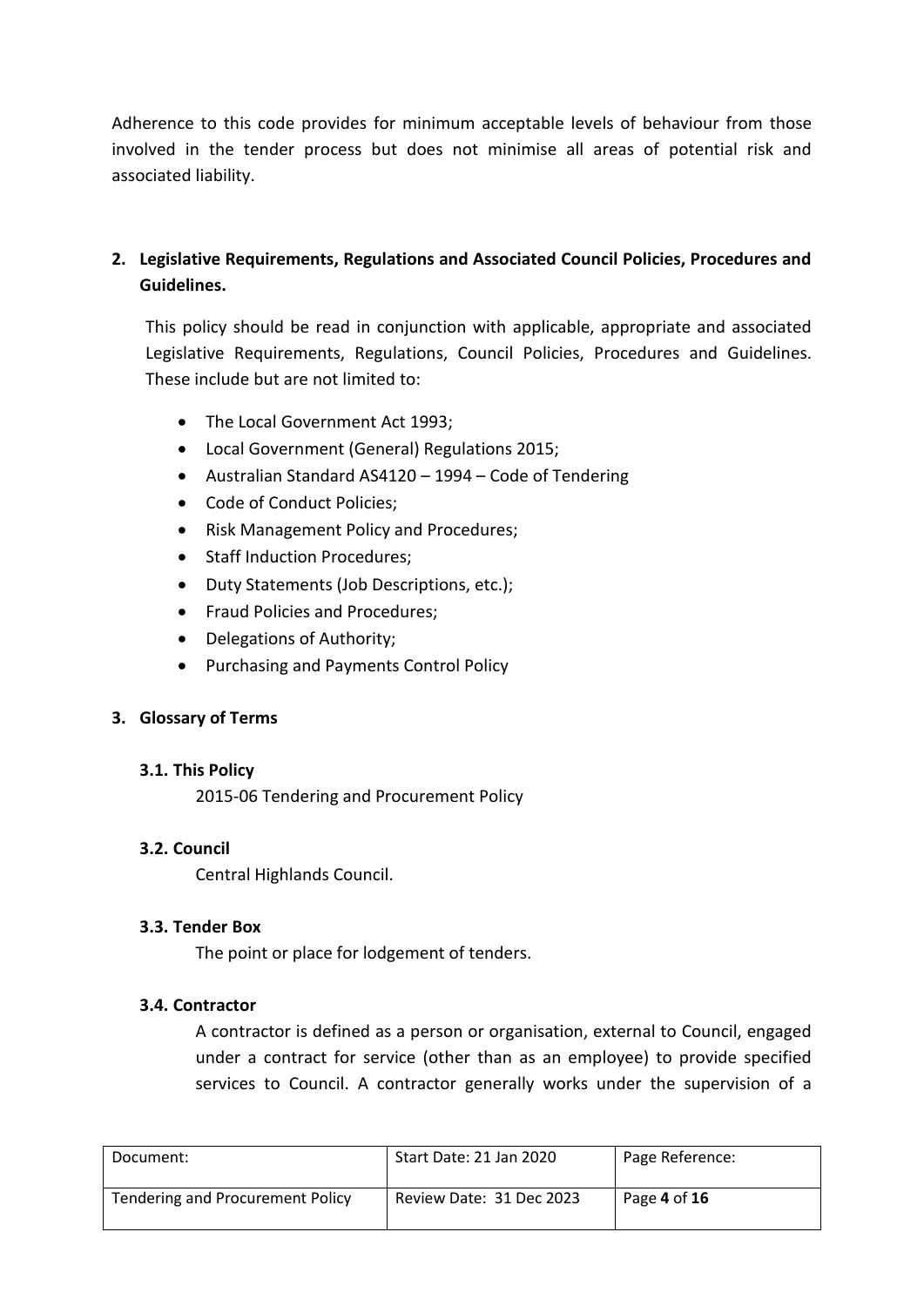Adherence to this code provides for minimum acceptable levels of behaviour from those involved in the tender process but does not minimise all areas of potential risk and associated liability.

## 2. Legislative Requirements, Regulations and Associated Council Policies, Procedures and Guidelines.

This policy should be read in conjunction with applicable, appropriate and associated Legislative Requirements, Regulations, Council Policies, Procedures and Guidelines. These include but are not limited to:

- The Local Government Act 1993;
- Local Government (General) Regulations 2015;
- Australian Standard AS4120 – 1994 – Code of Tendering
- Code of Conduct Policies;
- Risk Management Policy and Procedures;
- Staff Induction Procedures;
- Duty Statements (Job Descriptions, etc.);
- Fraud Policies and Procedures;
- Delegations of Authority;
- Purchasing and Payments Control Policy

## 3. Glossary of Terms

### 3.1. This Policy

2015-06 Tendering and Procurement Policy

### 3.2. Council

Central Highlands Council.

### 3.3. Tender Box

The point or place for lodgement of tenders.

### 3.4. Contractor

A contractor is defined as a person or organisation, external to Council, engaged under a contract for service (other than as an employee) to provide specified services to Council. A contractor generally works under the supervision of a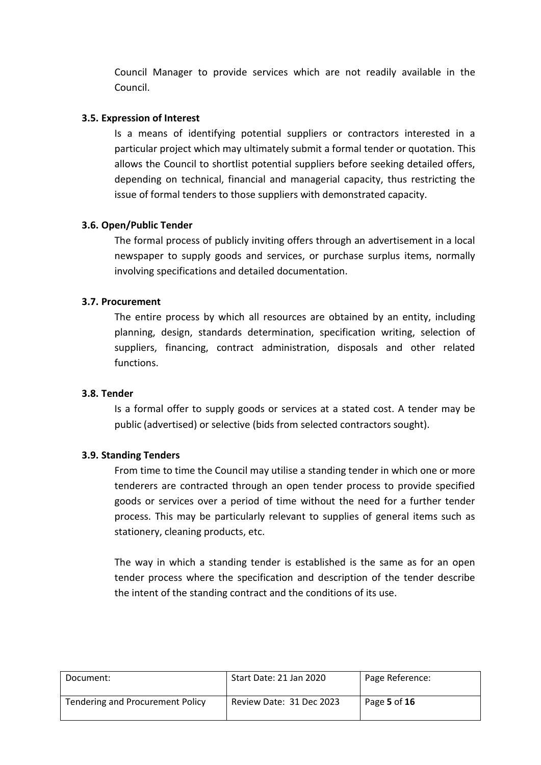Council Manager to provide services which are not readily available in the Council.

### 3.5. Expression of Interest

Is a means of identifying potential suppliers or contractors interested in a particular project which may ultimately submit a formal tender or quotation. This allows the Council to shortlist potential suppliers before seeking detailed offers, depending on technical, financial and managerial capacity, thus restricting the issue of formal tenders to those suppliers with demonstrated capacity.

### 3.6. Open/Public Tender

The formal process of publicly inviting offers through an advertisement in a local newspaper to supply goods and services, or purchase surplus items, normally involving specifications and detailed documentation.

### 3.7. Procurement

The entire process by which all resources are obtained by an entity, including planning, design, standards determination, specification writing, selection of suppliers, financing, contract administration, disposals and other related functions.

### 3.8. Tender

Is a formal offer to supply goods or services at a stated cost. A tender may be public (advertised) or selective (bids from selected contractors sought).

### 3.9. Standing Tenders

From time to time the Council may utilise a standing tender in which one or more tenderers are contracted through an open tender process to provide specified goods or services over a period of time without the need for a further tender process. This may be particularly relevant to supplies of general items such as stationery, cleaning products, etc.

The way in which a standing tender is established is the same as for an open tender process where the specification and description of the tender describe the intent of the standing contract and the conditions of its use.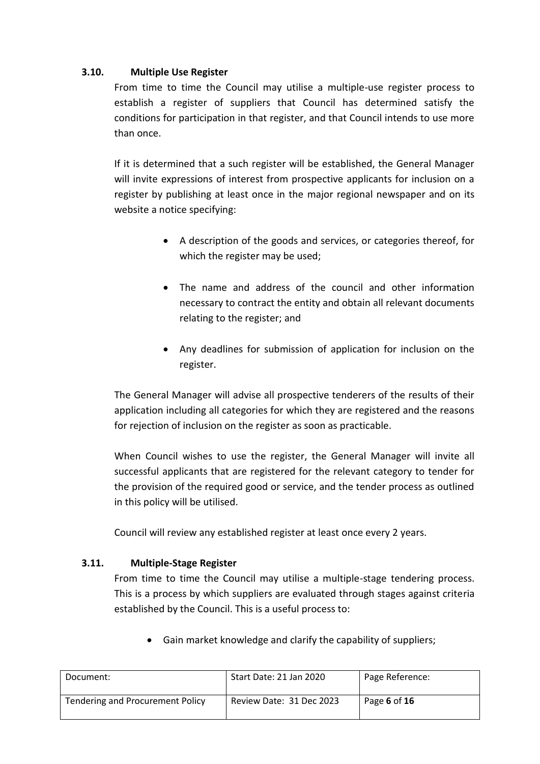### 3.10. Multiple Use Register

From time to time the Council may utilise a multiple-use register process to establish a register of suppliers that Council has determined satisfy the conditions for participation in that register, and that Council intends to use more than once.

If it is determined that a such register will be established, the General Manager will invite expressions of interest from prospective applicants for inclusion on a register by publishing at least once in the major regional newspaper and on its website a notice specifying:

- A description of the goods and services, or categories thereof, for which the register may be used;
- The name and address of the council and other information necessary to contract the entity and obtain all relevant documents relating to the register; and
- Any deadlines for submission of application for inclusion on the register.

The General Manager will advise all prospective tenderers of the results of their application including all categories for which they are registered and the reasons for rejection of inclusion on the register as soon as practicable.

When Council wishes to use the register, the General Manager will invite all successful applicants that are registered for the relevant category to tender for the provision of the required good or service, and the tender process as outlined in this policy will be utilised.

Council will review any established register at least once every 2 years.

### 3.11. Multiple-Stage Register

From time to time the Council may utilise a multiple-stage tendering process. This is a process by which suppliers are evaluated through stages against criteria established by the Council. This is a useful process to:

- Gain market knowledge and clarify the capability of suppliers;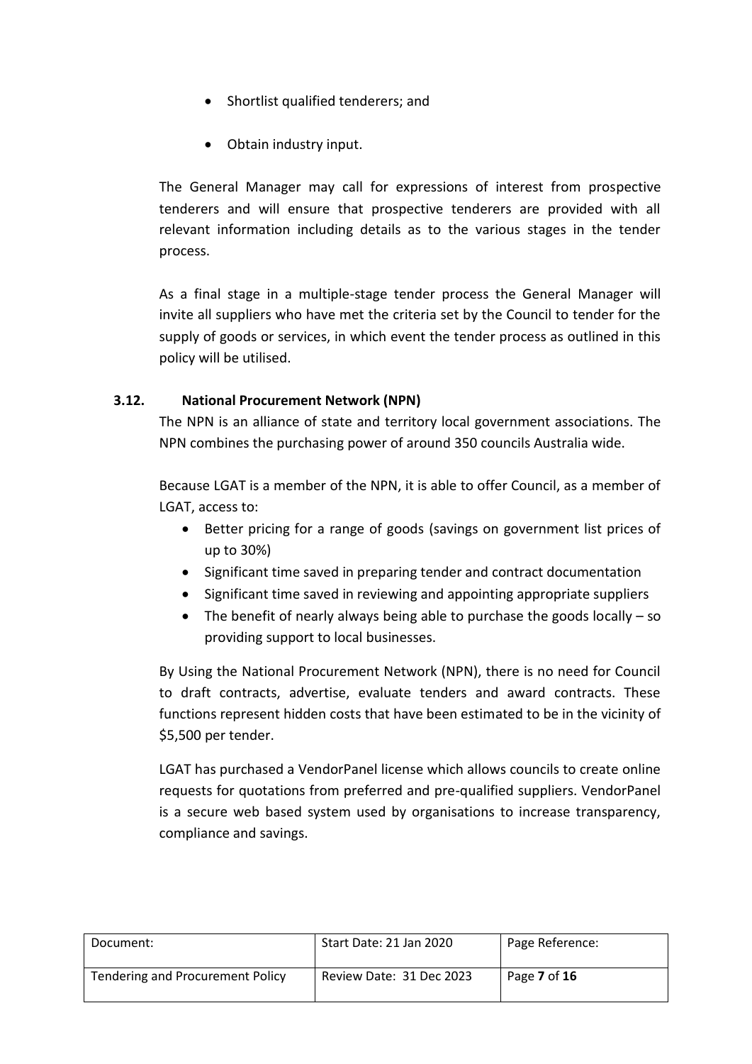- Shortlist qualified tenderers; and
- Obtain industry input.

The General Manager may call for expressions of interest from prospective tenderers and will ensure that prospective tenderers are provided with all relevant information including details as to the various stages in the tender process.

As a final stage in a multiple-stage tender process the General Manager will invite all suppliers who have met the criteria set by the Council to tender for the supply of goods or services, in which event the tender process as outlined in this policy will be utilised.

### 3.12. National Procurement Network (NPN)

The NPN is an alliance of state and territory local government associations. The NPN combines the purchasing power of around 350 councils Australia wide.

Because LGAT is a member of the NPN, it is able to offer Council, as a member of LGAT, access to:

- Better pricing for a range of goods (savings on government list prices of up to 30%)
- Significant time saved in preparing tender and contract documentation
- Significant time saved in reviewing and appointing appropriate suppliers
- The benefit of nearly always being able to purchase the goods locally – so providing support to local businesses.

By Using the National Procurement Network (NPN), there is no need for Council to draft contracts, advertise, evaluate tenders and award contracts. These functions represent hidden costs that have been estimated to be in the vicinity of $5,500 per tender.

LGAT has purchased a VendorPanel license which allows councils to create online requests for quotations from preferred and pre-qualified suppliers. VendorPanel is a secure web based system used by organisations to increase transparency, compliance and savings.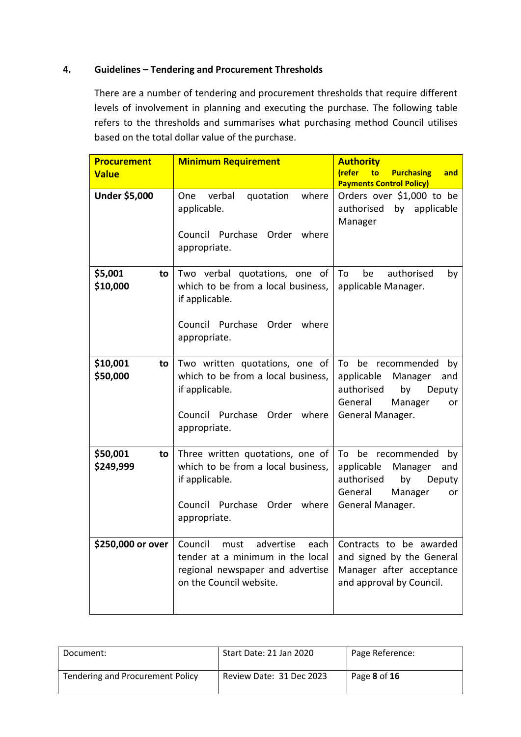## 4. Guidelines – Tendering and Procurement Thresholds

There are a number of tendering and procurement thresholds that require different levels of involvement in planning and executing the purchase. The following table refers to the thresholds and summarises what purchasing method Council utilises based on the total dollar value of the purchase.

| Procurement Value | Minimum Requirement | Authority (refer to Purchasing and Payments Control Policy) |
|---|---|---|
| **Under $5,000** | One verbal quotation where applicable.<br><br>Council Purchase Order where appropriate. | Orders over $1,000 to be authorised by applicable Manager |
| **$5,001 to $10,000** | Two verbal quotations, one of which to be from a local business, if applicable.<br><br>Council Purchase Order where appropriate. | To be authorised by applicable Manager. |
| **$10,001 to $50,000** | Two written quotations, one of which to be from a local business, if applicable.<br><br>Council Purchase Order where appropriate. | To be recommended by applicable Manager and authorised by Deputy General Manager or General Manager. |
| **$50,001 to $249,999** | Three written quotations, one of which to be from a local business, if applicable.<br><br>Council Purchase Order where appropriate. | To be recommended by applicable Manager and authorised by Deputy General Manager or General Manager. |
| **$250,000 or over** | Council must advertise each tender at a minimum in the local regional newspaper and advertise on the Council website. | Contracts to be awarded and signed by the General Manager after acceptance and approval by Council. |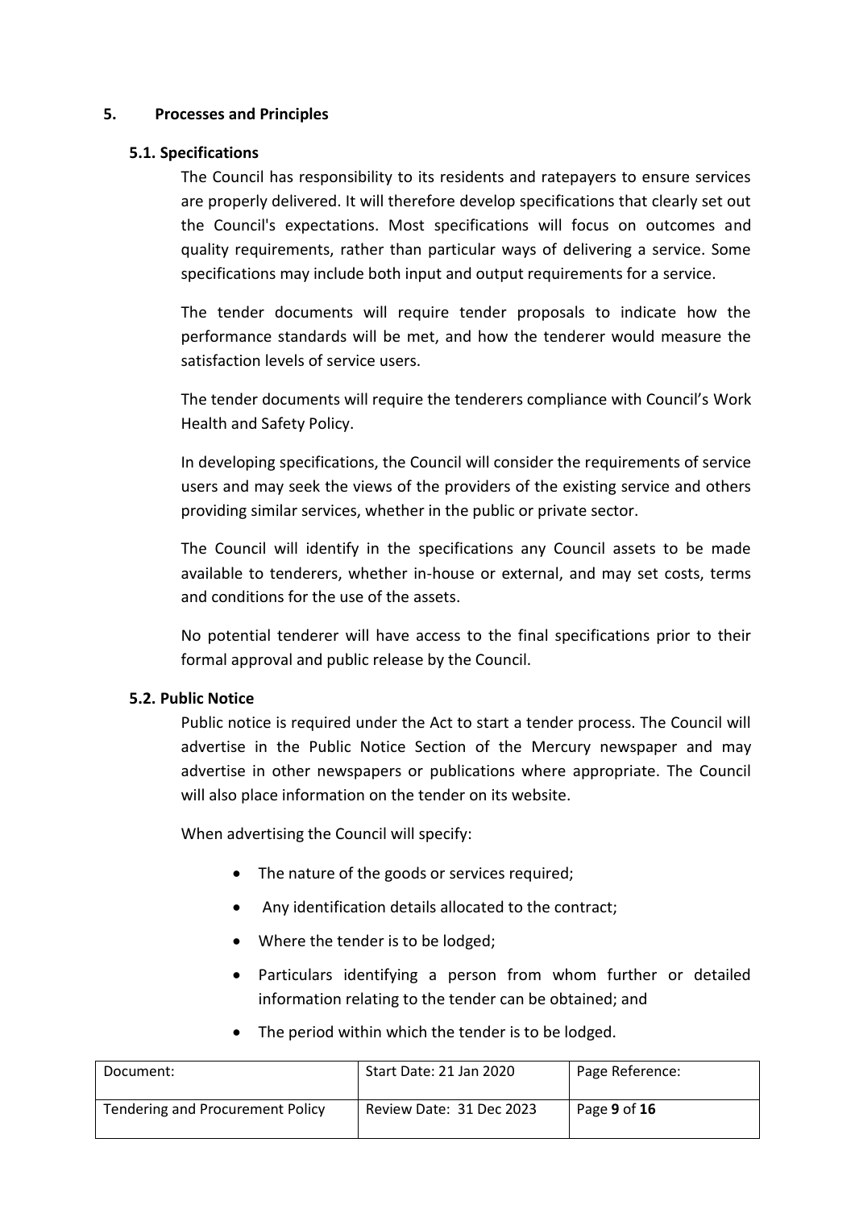## 5. Processes and Principles

### 5.1. Specifications

The Council has responsibility to its residents and ratepayers to ensure services are properly delivered. It will therefore develop specifications that clearly set out the Council's expectations. Most specifications will focus on outcomes and quality requirements, rather than particular ways of delivering a service. Some specifications may include both input and output requirements for a service.

The tender documents will require tender proposals to indicate how the performance standards will be met, and how the tenderer would measure the satisfaction levels of service users.

The tender documents will require the tenderers compliance with Council's Work Health and Safety Policy.

In developing specifications, the Council will consider the requirements of service users and may seek the views of the providers of the existing service and others providing similar services, whether in the public or private sector.

The Council will identify in the specifications any Council assets to be made available to tenderers, whether in-house or external, and may set costs, terms and conditions for the use of the assets.

No potential tenderer will have access to the final specifications prior to their formal approval and public release by the Council.

### 5.2. Public Notice

Public notice is required under the Act to start a tender process. The Council will advertise in the Public Notice Section of the Mercury newspaper and may advertise in other newspapers or publications where appropriate. The Council will also place information on the tender on its website.

When advertising the Council will specify:

- The nature of the goods or services required;
- Any identification details allocated to the contract;
- Where the tender is to be lodged;
- Particulars identifying a person from whom further or detailed information relating to the tender can be obtained; and
- The period within which the tender is to be lodged.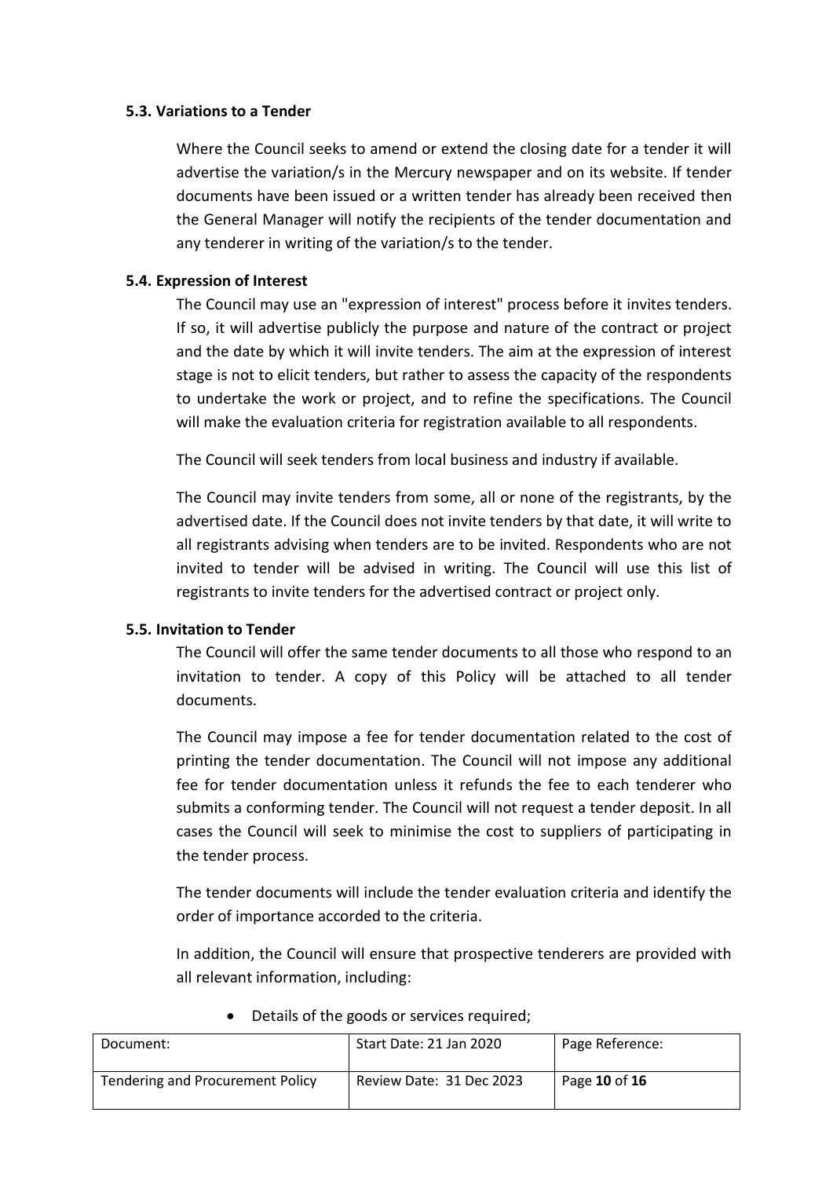### 5.3. Variations to a Tender

Where the Council seeks to amend or extend the closing date for a tender it will advertise the variation/s in the Mercury newspaper and on its website. If tender documents have been issued or a written tender has already been received then the General Manager will notify the recipients of the tender documentation and any tenderer in writing of the variation/s to the tender.

### 5.4. Expression of Interest

The Council may use an "expression of interest" process before it invites tenders. If so, it will advertise publicly the purpose and nature of the contract or project and the date by which it will invite tenders. The aim at the expression of interest stage is not to elicit tenders, but rather to assess the capacity of the respondents to undertake the work or project, and to refine the specifications. The Council will make the evaluation criteria for registration available to all respondents.

The Council will seek tenders from local business and industry if available.

The Council may invite tenders from some, all or none of the registrants, by the advertised date. If the Council does not invite tenders by that date, it will write to all registrants advising when tenders are to be invited. Respondents who are not invited to tender will be advised in writing. The Council will use this list of registrants to invite tenders for the advertised contract or project only.

### 5.5. Invitation to Tender

The Council will offer the same tender documents to all those who respond to an invitation to tender. A copy of this Policy will be attached to all tender documents.

The Council may impose a fee for tender documentation related to the cost of printing the tender documentation. The Council will not impose any additional fee for tender documentation unless it refunds the fee to each tenderer who submits a conforming tender. The Council will not request a tender deposit. In all cases the Council will seek to minimise the cost to suppliers of participating in the tender process.

The tender documents will include the tender evaluation criteria and identify the order of importance accorded to the criteria.

In addition, the Council will ensure that prospective tenderers are provided with all relevant information, including:

- Details of the goods or services required;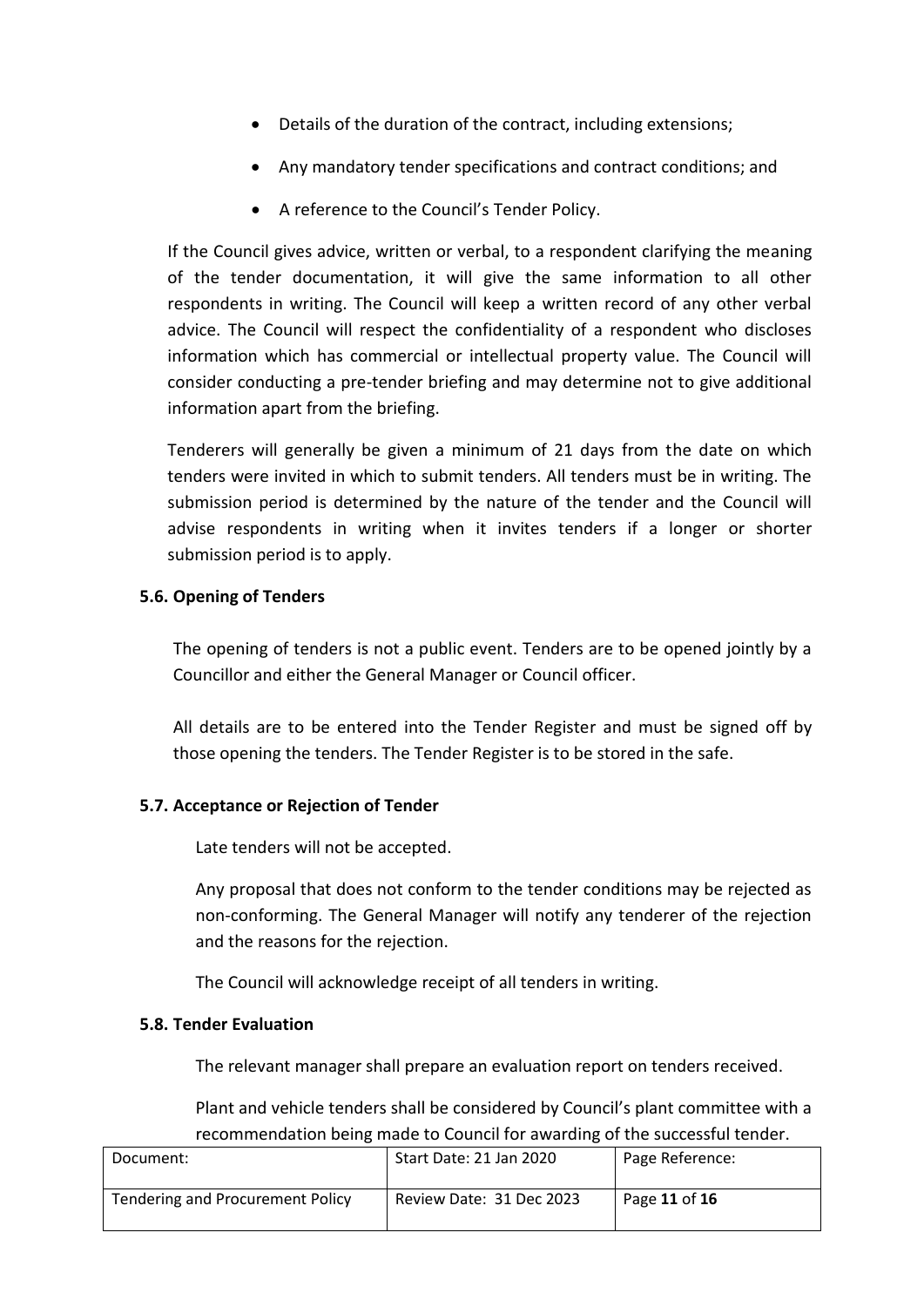- Details of the duration of the contract, including extensions;
- Any mandatory tender specifications and contract conditions; and
- A reference to the Council's Tender Policy.

If the Council gives advice, written or verbal, to a respondent clarifying the meaning of the tender documentation, it will give the same information to all other respondents in writing. The Council will keep a written record of any other verbal advice. The Council will respect the confidentiality of a respondent who discloses information which has commercial or intellectual property value. The Council will consider conducting a pre-tender briefing and may determine not to give additional information apart from the briefing.

Tenderers will generally be given a minimum of 21 days from the date on which tenders were invited in which to submit tenders. All tenders must be in writing. The submission period is determined by the nature of the tender and the Council will advise respondents in writing when it invites tenders if a longer or shorter submission period is to apply.

### 5.6. Opening of Tenders

The opening of tenders is not a public event. Tenders are to be opened jointly by a Councillor and either the General Manager or Council officer.

All details are to be entered into the Tender Register and must be signed off by those opening the tenders. The Tender Register is to be stored in the safe.

### 5.7. Acceptance or Rejection of Tender

Late tenders will not be accepted.

Any proposal that does not conform to the tender conditions may be rejected as non-conforming. The General Manager will notify any tenderer of the rejection and the reasons for the rejection.

The Council will acknowledge receipt of all tenders in writing.

### 5.8. Tender Evaluation

The relevant manager shall prepare an evaluation report on tenders received.

Plant and vehicle tenders shall be considered by Council's plant committee with a recommendation being made to Council for awarding of the successful tender.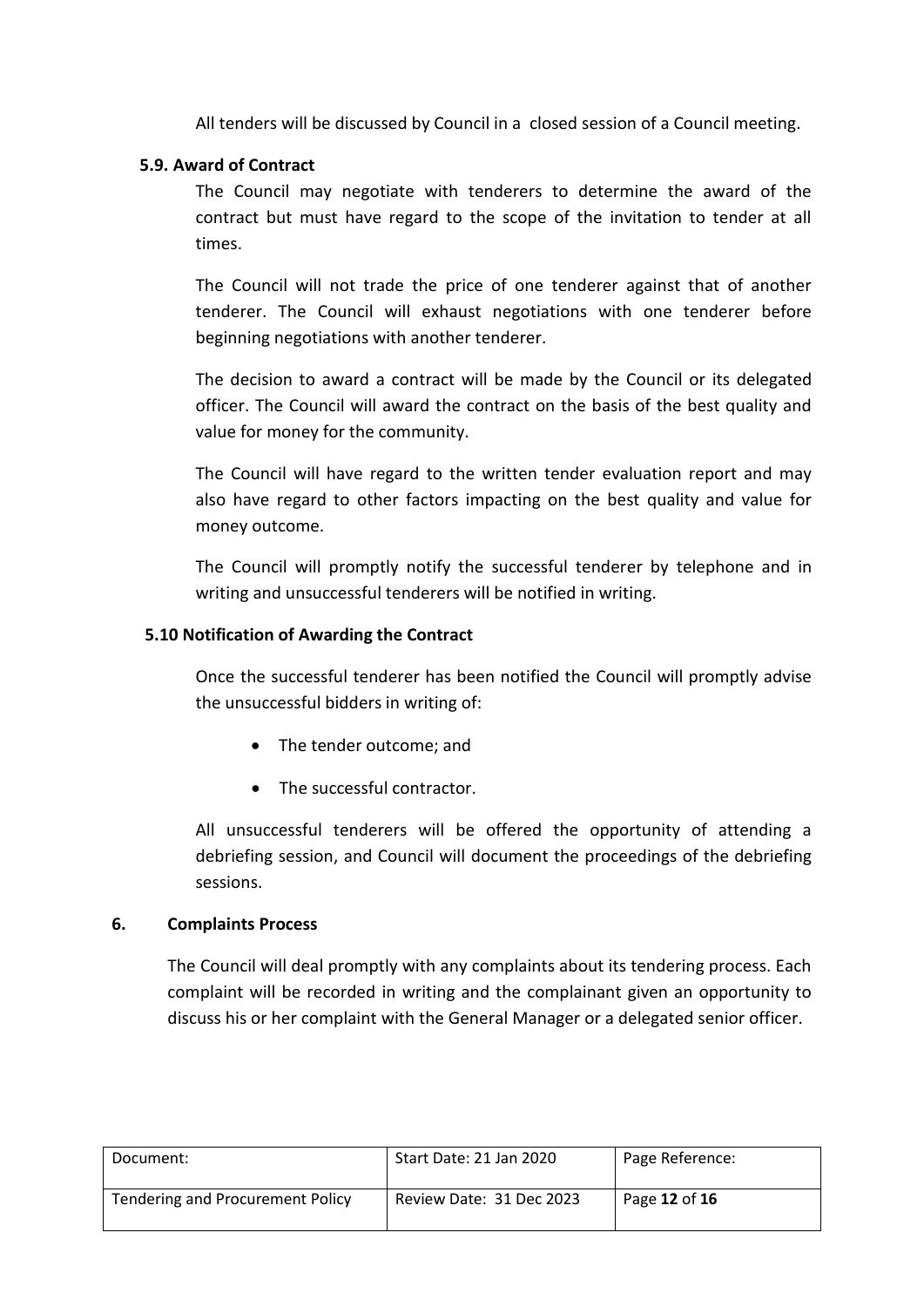All tenders will be discussed by Council in a closed session of a Council meeting.

### 5.9. Award of Contract

The Council may negotiate with tenderers to determine the award of the contract but must have regard to the scope of the invitation to tender at all times.

The Council will not trade the price of one tenderer against that of another tenderer. The Council will exhaust negotiations with one tenderer before beginning negotiations with another tenderer.

The decision to award a contract will be made by the Council or its delegated officer. The Council will award the contract on the basis of the best quality and value for money for the community.

The Council will have regard to the written tender evaluation report and may also have regard to other factors impacting on the best quality and value for money outcome.

The Council will promptly notify the successful tenderer by telephone and in writing and unsuccessful tenderers will be notified in writing.

### 5.10 Notification of Awarding the Contract

Once the successful tenderer has been notified the Council will promptly advise the unsuccessful bidders in writing of:

- The tender outcome; and
- The successful contractor.

All unsuccessful tenderers will be offered the opportunity of attending a debriefing session, and Council will document the proceedings of the debriefing sessions.

## 6. Complaints Process

The Council will deal promptly with any complaints about its tendering process. Each complaint will be recorded in writing and the complainant given an opportunity to discuss his or her complaint with the General Manager or a delegated senior officer.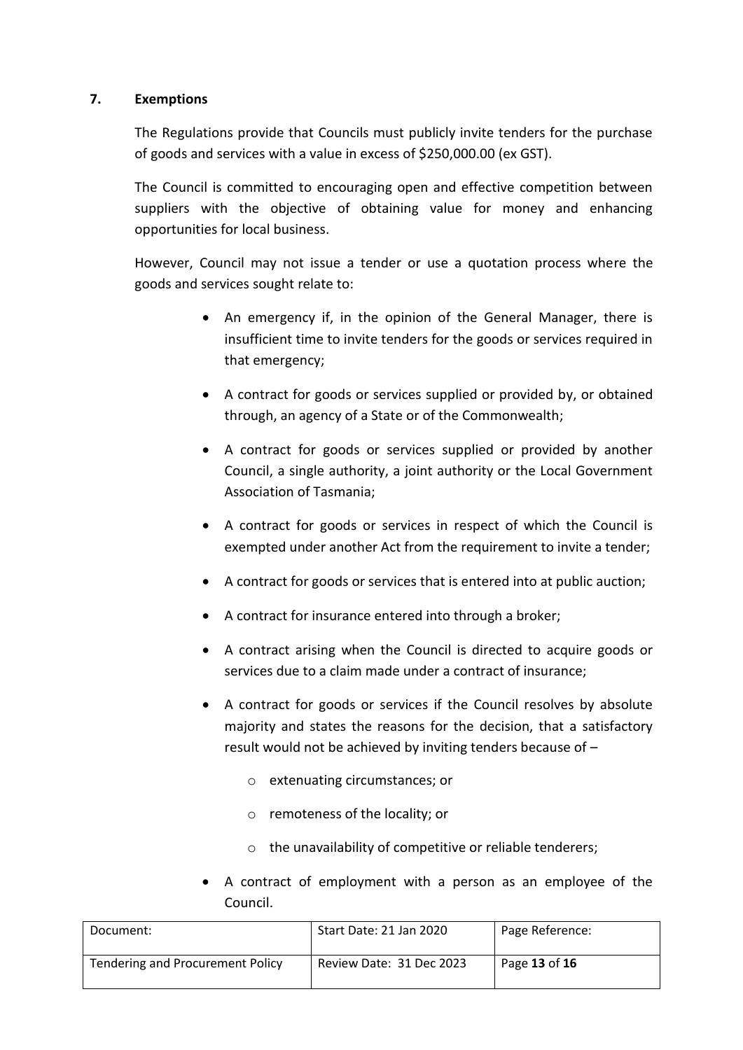## 7. Exemptions

The Regulations provide that Councils must publicly invite tenders for the purchase of goods and services with a value in excess of $250,000.00 (ex GST).

The Council is committed to encouraging open and effective competition between suppliers with the objective of obtaining value for money and enhancing opportunities for local business.

However, Council may not issue a tender or use a quotation process where the goods and services sought relate to:

- An emergency if, in the opinion of the General Manager, there is insufficient time to invite tenders for the goods or services required in that emergency;
- A contract for goods or services supplied or provided by, or obtained through, an agency of a State or of the Commonwealth;
- A contract for goods or services supplied or provided by another Council, a single authority, a joint authority or the Local Government Association of Tasmania;
- A contract for goods or services in respect of which the Council is exempted under another Act from the requirement to invite a tender;
- A contract for goods or services that is entered into at public auction;
- A contract for insurance entered into through a broker;
- A contract arising when the Council is directed to acquire goods or services due to a claim made under a contract of insurance;
- A contract for goods or services if the Council resolves by absolute majority and states the reasons for the decision, that a satisfactory result would not be achieved by inviting tenders because of –
  - extenuating circumstances; or
  - remoteness of the locality; or
  - the unavailability of competitive or reliable tenderers;
- A contract of employment with a person as an employee of the Council.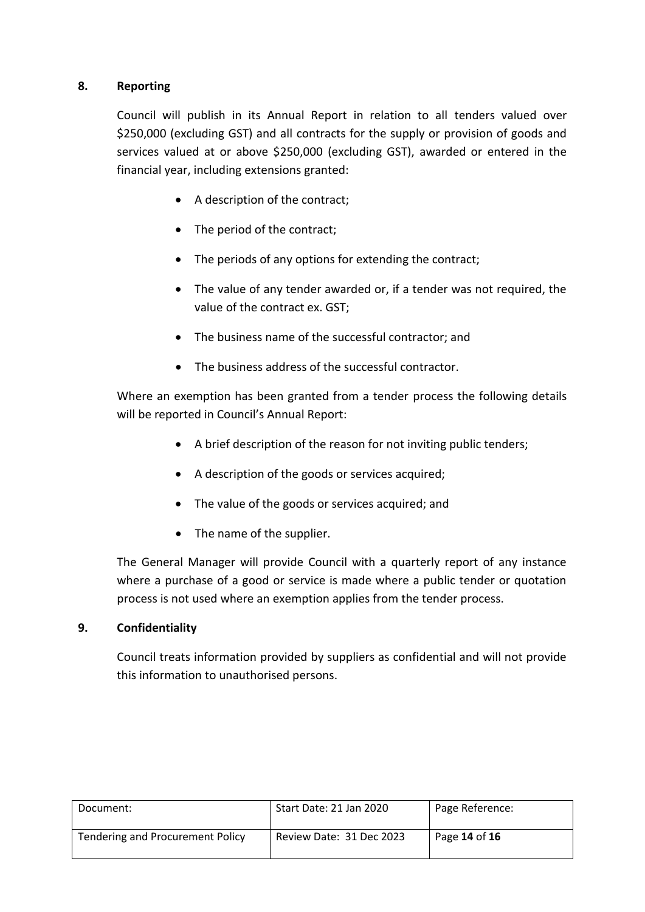## 8. Reporting

Council will publish in its Annual Report in relation to all tenders valued over $250,000 (excluding GST) and all contracts for the supply or provision of goods and services valued at or above $250,000 (excluding GST), awarded or entered in the financial year, including extensions granted:

- A description of the contract;
- The period of the contract;
- The periods of any options for extending the contract;
- The value of any tender awarded or, if a tender was not required, the value of the contract ex. GST;
- The business name of the successful contractor; and
- The business address of the successful contractor.

Where an exemption has been granted from a tender process the following details will be reported in Council's Annual Report:

- A brief description of the reason for not inviting public tenders;
- A description of the goods or services acquired;
- The value of the goods or services acquired; and
- The name of the supplier.

The General Manager will provide Council with a quarterly report of any instance where a purchase of a good or service is made where a public tender or quotation process is not used where an exemption applies from the tender process.

## 9. Confidentiality

Council treats information provided by suppliers as confidential and will not provide this information to unauthorised persons.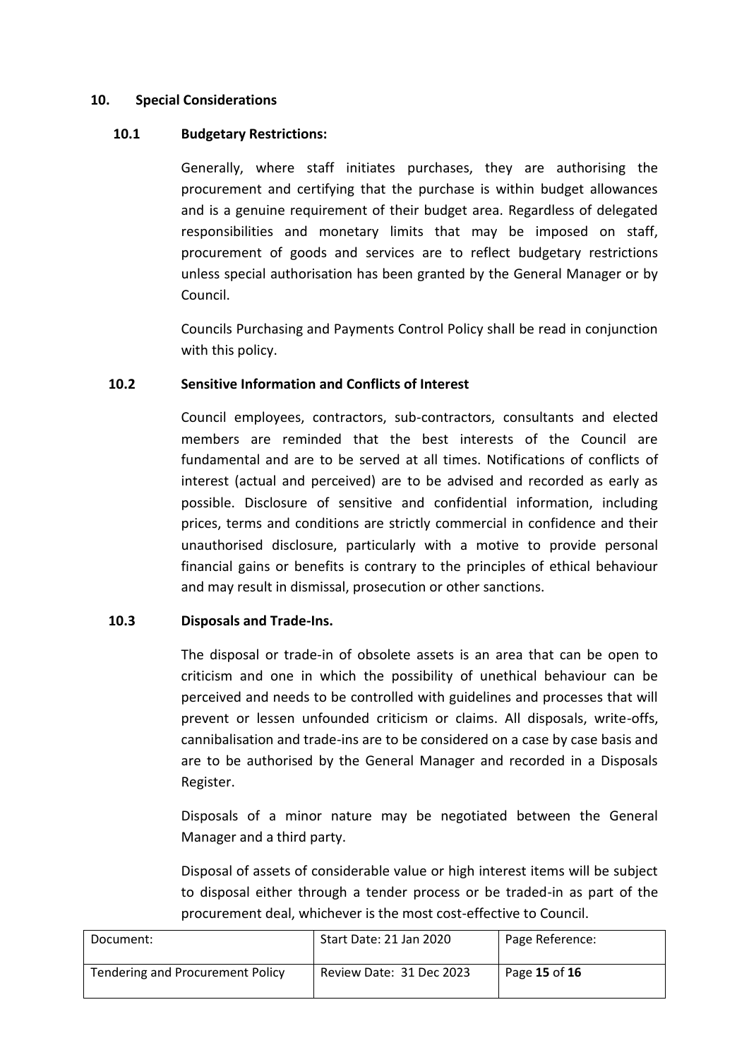## 10. Special Considerations

### 10.1 Budgetary Restrictions:

Generally, where staff initiates purchases, they are authorising the procurement and certifying that the purchase is within budget allowances and is a genuine requirement of their budget area. Regardless of delegated responsibilities and monetary limits that may be imposed on staff, procurement of goods and services are to reflect budgetary restrictions unless special authorisation has been granted by the General Manager or by Council.

Councils Purchasing and Payments Control Policy shall be read in conjunction with this policy.

### 10.2 Sensitive Information and Conflicts of Interest

Council employees, contractors, sub-contractors, consultants and elected members are reminded that the best interests of the Council are fundamental and are to be served at all times. Notifications of conflicts of interest (actual and perceived) are to be advised and recorded as early as possible. Disclosure of sensitive and confidential information, including prices, terms and conditions are strictly commercial in confidence and their unauthorised disclosure, particularly with a motive to provide personal financial gains or benefits is contrary to the principles of ethical behaviour and may result in dismissal, prosecution or other sanctions.

### 10.3 Disposals and Trade-Ins.

The disposal or trade-in of obsolete assets is an area that can be open to criticism and one in which the possibility of unethical behaviour can be perceived and needs to be controlled with guidelines and processes that will prevent or lessen unfounded criticism or claims. All disposals, write-offs, cannibalisation and trade-ins are to be considered on a case by case basis and are to be authorised by the General Manager and recorded in a Disposals Register.

Disposals of a minor nature may be negotiated between the General Manager and a third party.

Disposal of assets of considerable value or high interest items will be subject to disposal either through a tender process or be traded-in as part of the procurement deal, whichever is the most cost-effective to Council.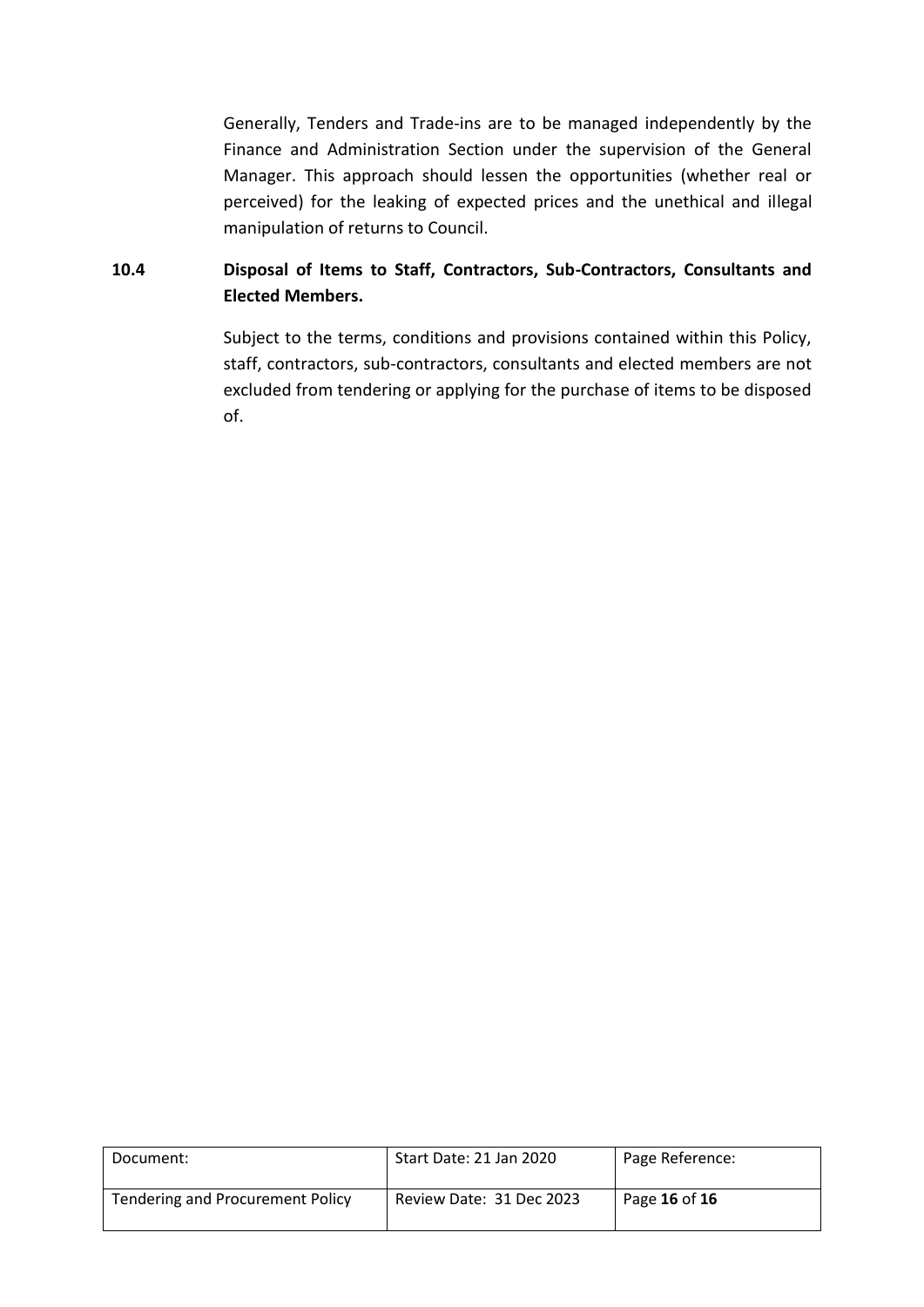Generally, Tenders and Trade-ins are to be managed independently by the Finance and Administration Section under the supervision of the General Manager. This approach should lessen the opportunities (whether real or perceived) for the leaking of expected prices and the unethical and illegal manipulation of returns to Council.

### 10.4 Disposal of Items to Staff, Contractors, Sub-Contractors, Consultants and Elected Members.

Subject to the terms, conditions and provisions contained within this Policy, staff, contractors, sub-contractors, consultants and elected members are not excluded from tendering or applying for the purchase of items to be disposed of.